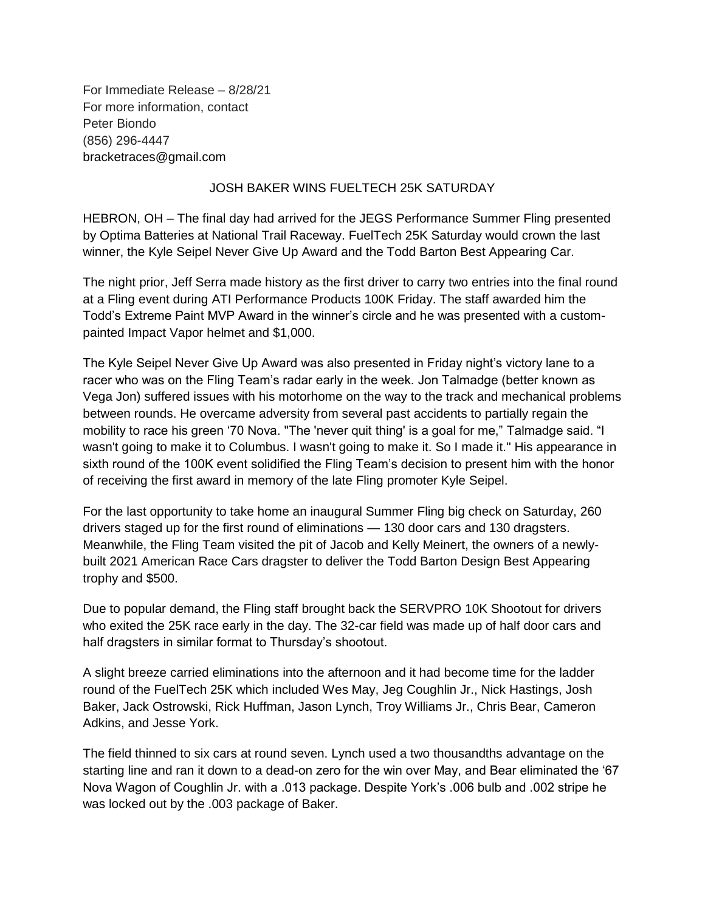For Immediate Release – 8/28/21
For more information, contact
Peter Biondo
(856) 296-4447
bracketraces@gmail.com

# JOSH BAKER WINS FUELTECH 25K SATURDAY

HEBRON, OH – The final day had arrived for the JEGS Performance Summer Fling presented by Optima Batteries at National Trail Raceway. FuelTech 25K Saturday would crown the last winner, the Kyle Seipel Never Give Up Award and the Todd Barton Best Appearing Car.

The night prior, Jeff Serra made history as the first driver to carry two entries into the final round at a Fling event during ATI Performance Products 100K Friday. The staff awarded him the Todd's Extreme Paint MVP Award in the winner's circle and he was presented with a custom-painted Impact Vapor helmet and $1,000.

The Kyle Seipel Never Give Up Award was also presented in Friday night's victory lane to a racer who was on the Fling Team's radar early in the week. Jon Talmadge (better known as Vega Jon) suffered issues with his motorhome on the way to the track and mechanical problems between rounds. He overcame adversity from several past accidents to partially regain the mobility to race his green '70 Nova. "The 'never quit thing' is a goal for me," Talmadge said. "I wasn't going to make it to Columbus. I wasn't going to make it. So I made it." His appearance in sixth round of the 100K event solidified the Fling Team's decision to present him with the honor of receiving the first award in memory of the late Fling promoter Kyle Seipel.

For the last opportunity to take home an inaugural Summer Fling big check on Saturday, 260 drivers staged up for the first round of eliminations — 130 door cars and 130 dragsters. Meanwhile, the Fling Team visited the pit of Jacob and Kelly Meinert, the owners of a newly-built 2021 American Race Cars dragster to deliver the Todd Barton Design Best Appearing trophy and $500.

Due to popular demand, the Fling staff brought back the SERVPRO 10K Shootout for drivers who exited the 25K race early in the day. The 32-car field was made up of half door cars and half dragsters in similar format to Thursday's shootout.

A slight breeze carried eliminations into the afternoon and it had become time for the ladder round of the FuelTech 25K which included Wes May, Jeg Coughlin Jr., Nick Hastings, Josh Baker, Jack Ostrowski, Rick Huffman, Jason Lynch, Troy Williams Jr., Chris Bear, Cameron Adkins, and Jesse York.

The field thinned to six cars at round seven. Lynch used a two thousandths advantage on the starting line and ran it down to a dead-on zero for the win over May, and Bear eliminated the '67 Nova Wagon of Coughlin Jr. with a .013 package. Despite York's .006 bulb and .002 stripe he was locked out by the .003 package of Baker.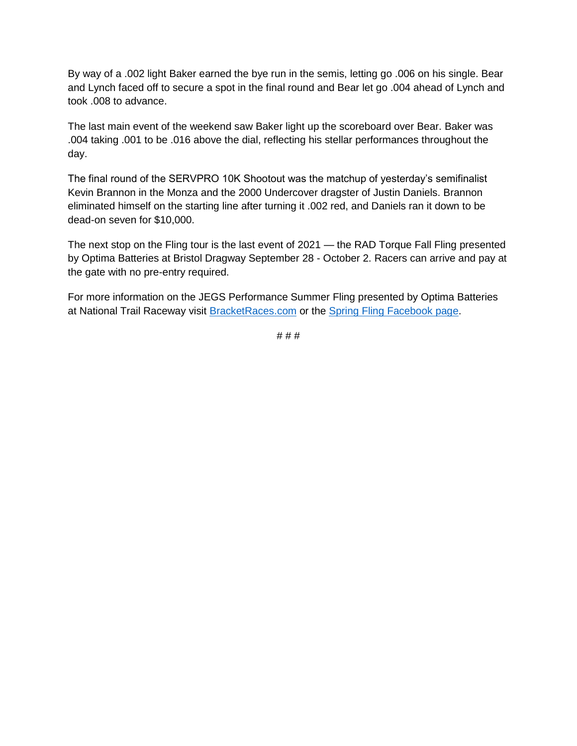By way of a .002 light Baker earned the bye run in the semis, letting go .006 on his single. Bear and Lynch faced off to secure a spot in the final round and Bear let go .004 ahead of Lynch and took .008 to advance.

The last main event of the weekend saw Baker light up the scoreboard over Bear. Baker was .004 taking .001 to be .016 above the dial, reflecting his stellar performances throughout the day.

The final round of the SERVPRO 10K Shootout was the matchup of yesterday's semifinalist Kevin Brannon in the Monza and the 2000 Undercover dragster of Justin Daniels. Brannon eliminated himself on the starting line after turning it .002 red, and Daniels ran it down to be dead-on seven for $10,000.

The next stop on the Fling tour is the last event of 2021 — the RAD Torque Fall Fling presented by Optima Batteries at Bristol Dragway September 28 - October 2. Racers can arrive and pay at the gate with no pre-entry required.

For more information on the JEGS Performance Summer Fling presented by Optima Batteries at National Trail Raceway visit [BracketRaces.com]() or the [Spring Fling Facebook page]().

# # #